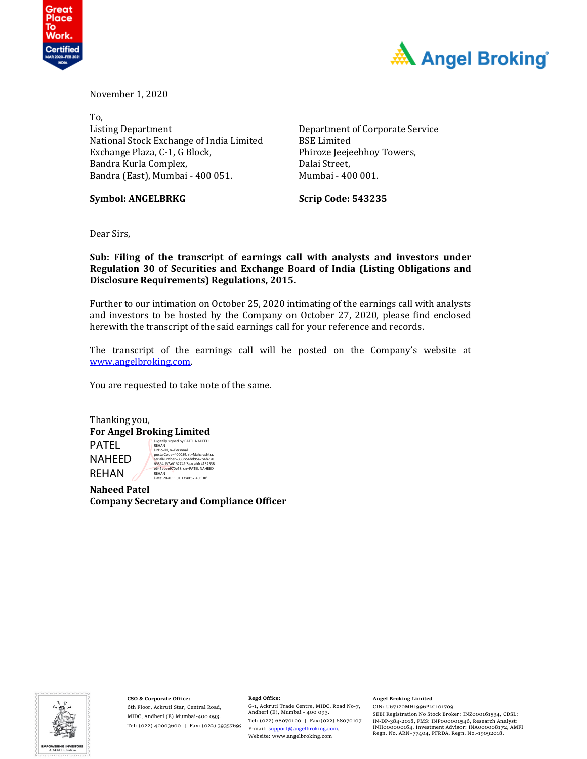November 1, 2020

To,

| Listing Department | Department of Corporate Service |
|---|---|
| National Stock Exchange of India Limited | BSE Limited |
| Exchange Plaza, C-1, G Block, | Phiroze Jeejeebhoy Towers, |
| Bandra Kurla Complex, | Dalai Street, |
| Bandra (East), Mumbai - 400 051. | Mumbai - 400 001. |
| **Symbol: ANGELBRKG** | **Scrip Code: 543235** |

Dear Sirs,

**Sub: Filing of the transcript of earnings call with analysts and investors under Regulation 30 of Securities and Exchange Board of India (Listing Obligations and Disclosure Requirements) Regulations, 2015.**

Further to our intimation on October 25, 2020 intimating of the earnings call with analysts and investors to be hosted by the Company on October 27, 2020, please find enclosed herewith the transcript of the said earnings call for your reference and records.

The transcript of the earnings call will be posted on the Company's website at www.angelbroking.com.

You are requested to take note of the same.

Thanking you,

**For Angel Broking Limited**

PATEL NAHEED REHAN

Digitally signed by PATEL NAHEED REHAN
DN: c=IN, o=Personal, postalCode=400059, st=Maharashtra, serialNumber=333b54bd95a7b4b720 66364d67a6162749f8eacabfc4132538 e641ebee970e18, cn=PATEL NAHEED REHAN
Date: 2020.11.01 13:40:57 +05'30'

**Naheed Patel**
**Company Secretary and Compliance Officer**

**CSO & Corporate Office:**
6th Floor, Ackruti Star, Central Road, MIDC, Andheri (E) Mumbai-400 093.
Tel: (022) 40003600 | Fax: (022) 39357699

**Regd Office:**
G-1, Ackruti Trade Centre, MIDC, Road No-7, Andheri (E), Mumbai - 400 093.
Tel: (022) 68070100 | Fax:(022) 68070107
E-mail: support@angelbroking.com,
Website: www.angelbroking.com

**Angel Broking Limited**
CIN: U67120MH1996PLC101709
SEBI Registration No Stock Broker: INZ000161534, CDSL: IN-DP-384-2018, PMS: INP000001546, Research Analyst: INH000000164, Investment Advisor: INA000008172, AMFI Regn. No. ARN–77404, PFRDA, Regn. No.-19092018.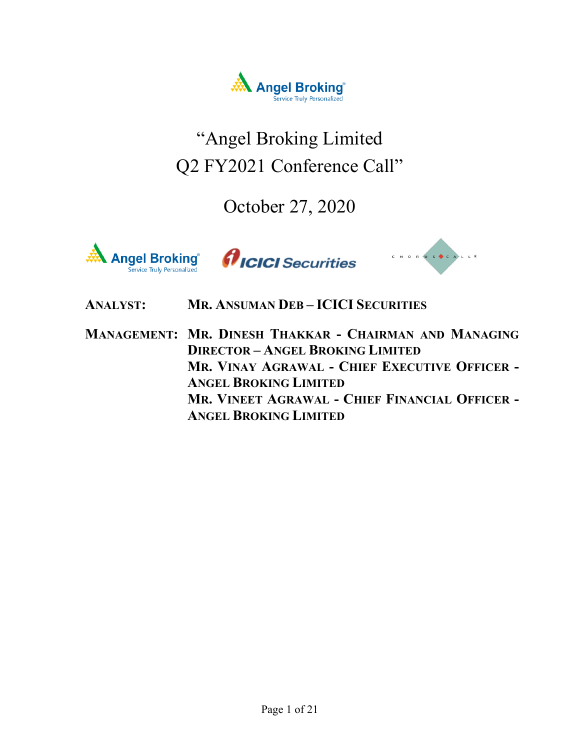# "Angel Broking Limited Q2 FY2021 Conference Call"

## October 27, 2020

**ANALYST:** MR. ANSUMAN DEB – ICICI SECURITIES

**MANAGEMENT:** MR. DINESH THAKKAR - CHAIRMAN AND MANAGING DIRECTOR – ANGEL BROKING LIMITED
MR. VINAY AGRAWAL - CHIEF EXECUTIVE OFFICER - ANGEL BROKING LIMITED
MR. VINEET AGRAWAL - CHIEF FINANCIAL OFFICER - ANGEL BROKING LIMITED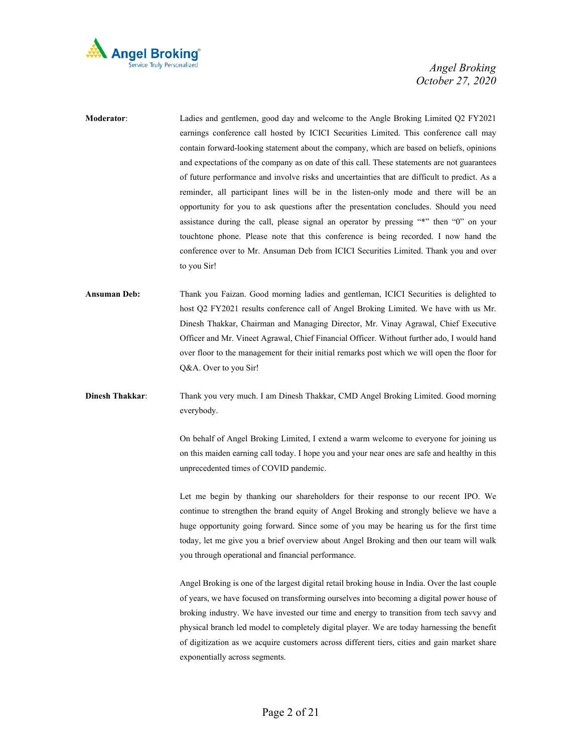**Moderator**: Ladies and gentlemen, good day and welcome to the Angle Broking Limited Q2 FY2021 earnings conference call hosted by ICICI Securities Limited. This conference call may contain forward-looking statement about the company, which are based on beliefs, opinions and expectations of the company as on date of this call. These statements are not guarantees of future performance and involve risks and uncertainties that are difficult to predict. As a reminder, all participant lines will be in the listen-only mode and there will be an opportunity for you to ask questions after the presentation concludes. Should you need assistance during the call, please signal an operator by pressing "*" then "0" on your touchtone phone. Please note that this conference is being recorded. I now hand the conference over to Mr. Ansuman Deb from ICICI Securities Limited. Thank you and over to you Sir!

**Ansuman Deb:** Thank you Faizan. Good morning ladies and gentleman, ICICI Securities is delighted to host Q2 FY2021 results conference call of Angel Broking Limited. We have with us Mr. Dinesh Thakkar, Chairman and Managing Director, Mr. Vinay Agrawal, Chief Executive Officer and Mr. Vineet Agrawal, Chief Financial Officer. Without further ado, I would hand over floor to the management for their initial remarks post which we will open the floor for Q&A. Over to you Sir!

**Dinesh Thakkar**: Thank you very much. I am Dinesh Thakkar, CMD Angel Broking Limited. Good morning everybody.

On behalf of Angel Broking Limited, I extend a warm welcome to everyone for joining us on this maiden earning call today. I hope you and your near ones are safe and healthy in this unprecedented times of COVID pandemic.

Let me begin by thanking our shareholders for their response to our recent IPO. We continue to strengthen the brand equity of Angel Broking and strongly believe we have a huge opportunity going forward. Since some of you may be hearing us for the first time today, let me give you a brief overview about Angel Broking and then our team will walk you through operational and financial performance.

Angel Broking is one of the largest digital retail broking house in India. Over the last couple of years, we have focused on transforming ourselves into becoming a digital power house of broking industry. We have invested our time and energy to transition from tech savvy and physical branch led model to completely digital player. We are today harnessing the benefit of digitization as we acquire customers across different tiers, cities and gain market share exponentially across segments.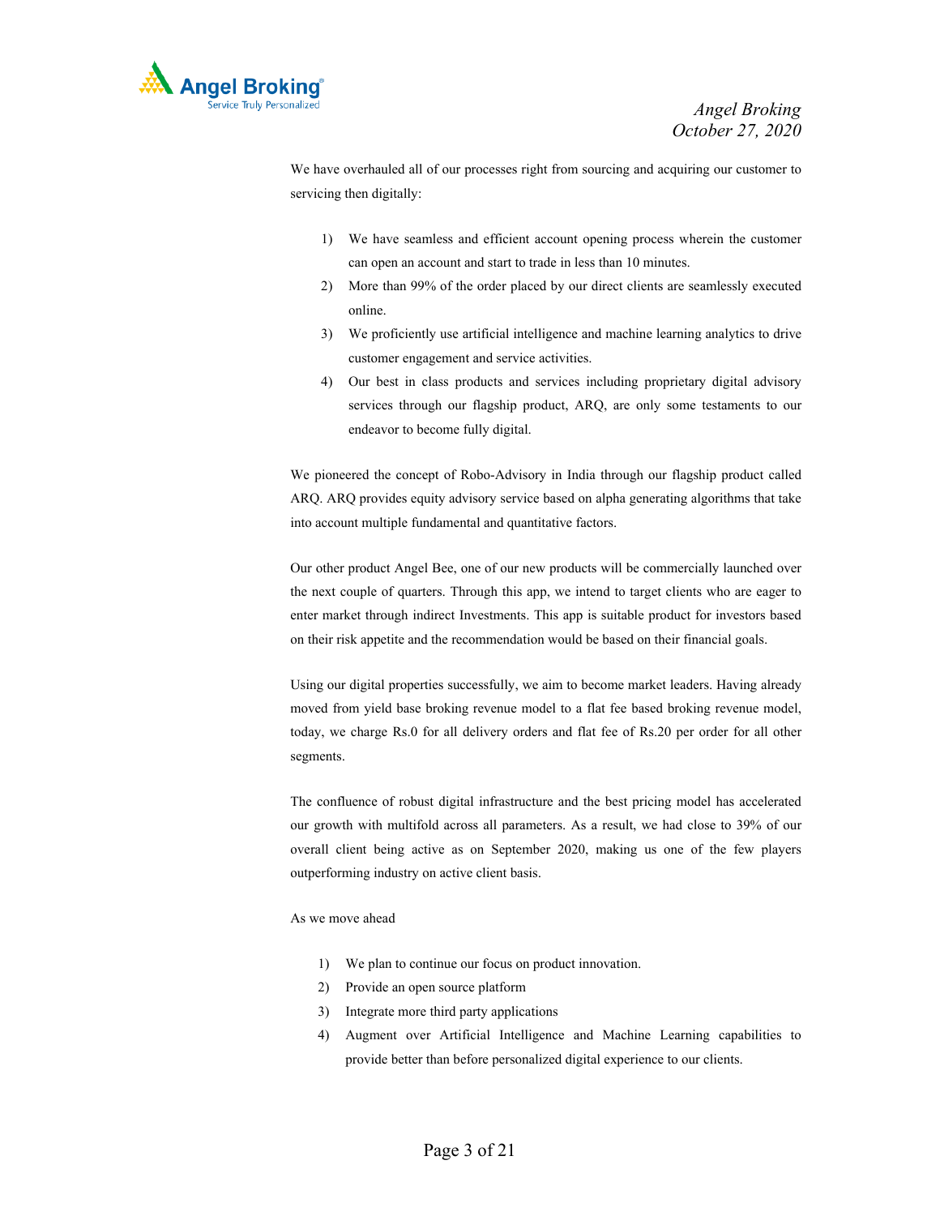We have overhauled all of our processes right from sourcing and acquiring our customer to servicing then digitally:

1) We have seamless and efficient account opening process wherein the customer can open an account and start to trade in less than 10 minutes.
2) More than 99% of the order placed by our direct clients are seamlessly executed online.
3) We proficiently use artificial intelligence and machine learning analytics to drive customer engagement and service activities.
4) Our best in class products and services including proprietary digital advisory services through our flagship product, ARQ, are only some testaments to our endeavor to become fully digital.

We pioneered the concept of Robo-Advisory in India through our flagship product called ARQ. ARQ provides equity advisory service based on alpha generating algorithms that take into account multiple fundamental and quantitative factors.

Our other product Angel Bee, one of our new products will be commercially launched over the next couple of quarters. Through this app, we intend to target clients who are eager to enter market through indirect Investments. This app is suitable product for investors based on their risk appetite and the recommendation would be based on their financial goals.

Using our digital properties successfully, we aim to become market leaders. Having already moved from yield base broking revenue model to a flat fee based broking revenue model, today, we charge Rs.0 for all delivery orders and flat fee of Rs.20 per order for all other segments.

The confluence of robust digital infrastructure and the best pricing model has accelerated our growth with multifold across all parameters. As a result, we had close to 39% of our overall client being active as on September 2020, making us one of the few players outperforming industry on active client basis.

As we move ahead

1) We plan to continue our focus on product innovation.
2) Provide an open source platform
3) Integrate more third party applications
4) Augment over Artificial Intelligence and Machine Learning capabilities to provide better than before personalized digital experience to our clients.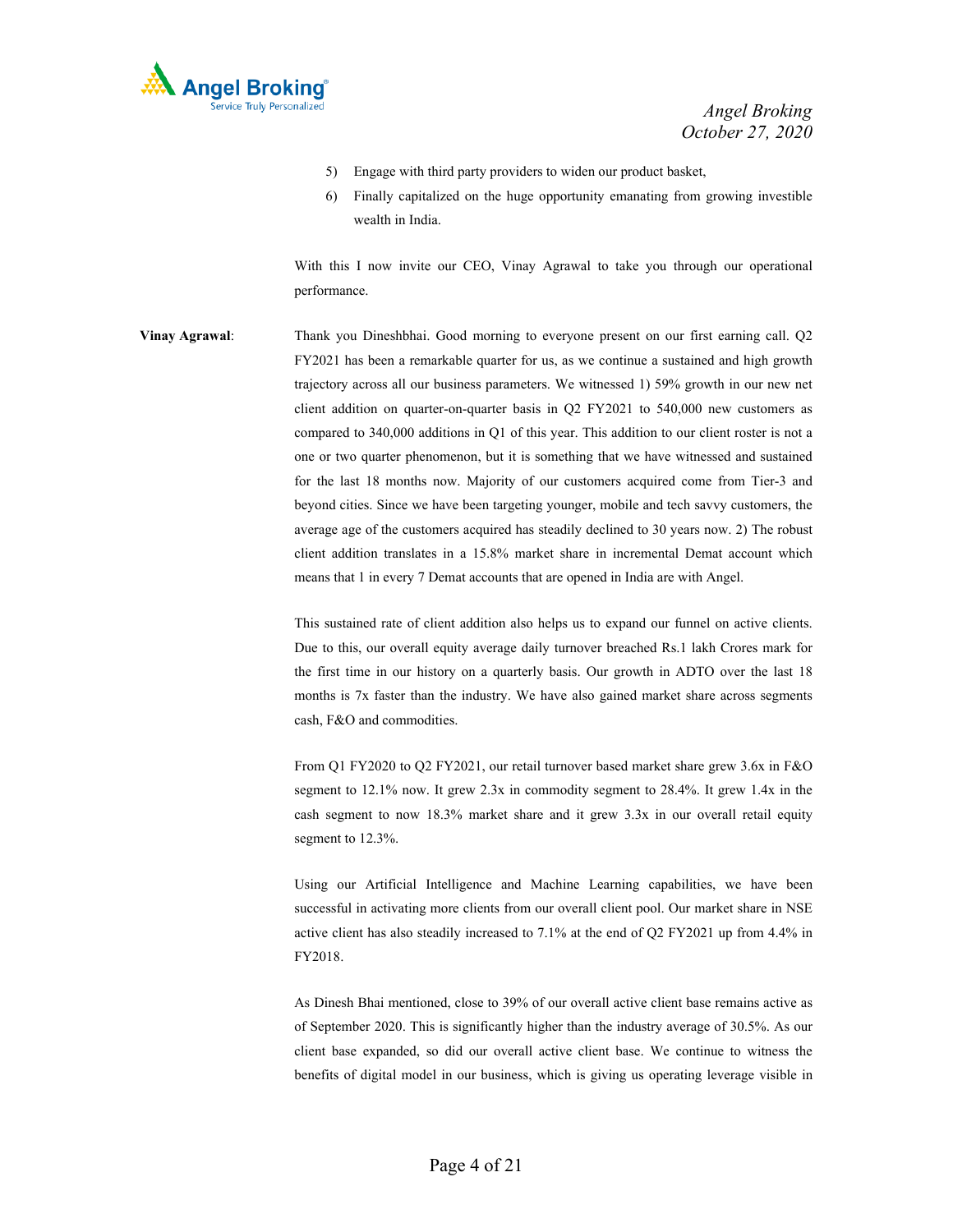5) Engage with third party providers to widen our product basket,
6) Finally capitalized on the huge opportunity emanating from growing investible wealth in India.

With this I now invite our CEO, Vinay Agrawal to take you through our operational performance.

**Vinay Agrawal**: Thank you Dineshbhai. Good morning to everyone present on our first earning call. Q2 FY2021 has been a remarkable quarter for us, as we continue a sustained and high growth trajectory across all our business parameters. We witnessed 1) 59% growth in our new net client addition on quarter-on-quarter basis in Q2 FY2021 to 540,000 new customers as compared to 340,000 additions in Q1 of this year. This addition to our client roster is not a one or two quarter phenomenon, but it is something that we have witnessed and sustained for the last 18 months now. Majority of our customers acquired come from Tier-3 and beyond cities. Since we have been targeting younger, mobile and tech savvy customers, the average age of the customers acquired has steadily declined to 30 years now. 2) The robust client addition translates in a 15.8% market share in incremental Demat account which means that 1 in every 7 Demat accounts that are opened in India are with Angel.

This sustained rate of client addition also helps us to expand our funnel on active clients. Due to this, our overall equity average daily turnover breached Rs.1 lakh Crores mark for the first time in our history on a quarterly basis. Our growth in ADTO over the last 18 months is 7x faster than the industry. We have also gained market share across segments cash, F&O and commodities.

From Q1 FY2020 to Q2 FY2021, our retail turnover based market share grew 3.6x in F&O segment to 12.1% now. It grew 2.3x in commodity segment to 28.4%. It grew 1.4x in the cash segment to now 18.3% market share and it grew 3.3x in our overall retail equity segment to 12.3%.

Using our Artificial Intelligence and Machine Learning capabilities, we have been successful in activating more clients from our overall client pool. Our market share in NSE active client has also steadily increased to 7.1% at the end of Q2 FY2021 up from 4.4% in FY2018.

As Dinesh Bhai mentioned, close to 39% of our overall active client base remains active as of September 2020. This is significantly higher than the industry average of 30.5%. As our client base expanded, so did our overall active client base. We continue to witness the benefits of digital model in our business, which is giving us operating leverage visible in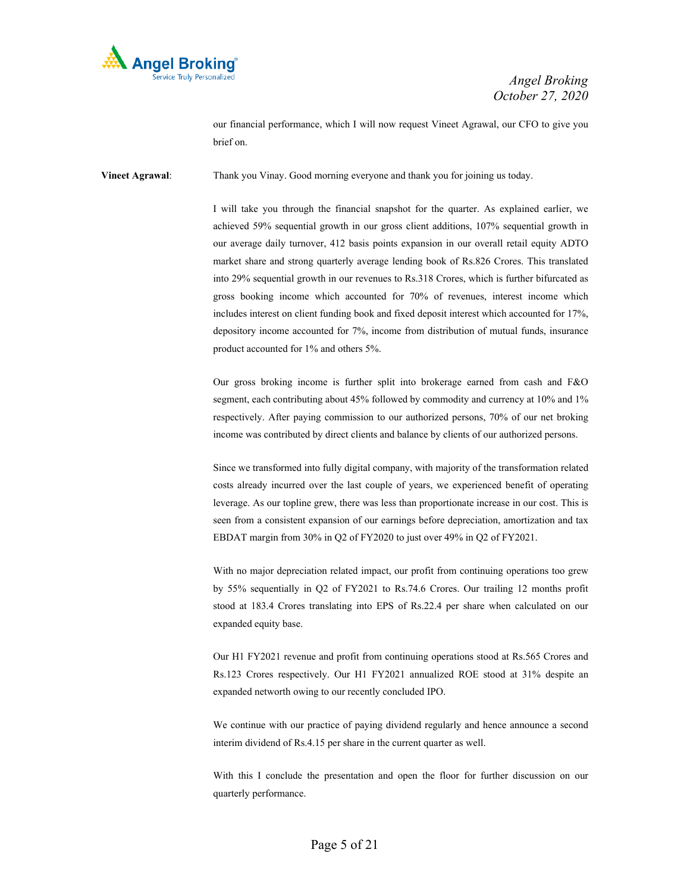our financial performance, which I will now request Vineet Agrawal, our CFO to give you brief on.

**Vineet Agrawal**: Thank you Vinay. Good morning everyone and thank you for joining us today.

I will take you through the financial snapshot for the quarter. As explained earlier, we achieved 59% sequential growth in our gross client additions, 107% sequential growth in our average daily turnover, 412 basis points expansion in our overall retail equity ADTO market share and strong quarterly average lending book of Rs.826 Crores. This translated into 29% sequential growth in our revenues to Rs.318 Crores, which is further bifurcated as gross booking income which accounted for 70% of revenues, interest income which includes interest on client funding book and fixed deposit interest which accounted for 17%, depository income accounted for 7%, income from distribution of mutual funds, insurance product accounted for 1% and others 5%.

Our gross broking income is further split into brokerage earned from cash and F&O segment, each contributing about 45% followed by commodity and currency at 10% and 1% respectively. After paying commission to our authorized persons, 70% of our net broking income was contributed by direct clients and balance by clients of our authorized persons.

Since we transformed into fully digital company, with majority of the transformation related costs already incurred over the last couple of years, we experienced benefit of operating leverage. As our topline grew, there was less than proportionate increase in our cost. This is seen from a consistent expansion of our earnings before depreciation, amortization and tax EBDAT margin from 30% in Q2 of FY2020 to just over 49% in Q2 of FY2021.

With no major depreciation related impact, our profit from continuing operations too grew by 55% sequentially in Q2 of FY2021 to Rs.74.6 Crores. Our trailing 12 months profit stood at 183.4 Crores translating into EPS of Rs.22.4 per share when calculated on our expanded equity base.

Our H1 FY2021 revenue and profit from continuing operations stood at Rs.565 Crores and Rs.123 Crores respectively. Our H1 FY2021 annualized ROE stood at 31% despite an expanded networth owing to our recently concluded IPO.

We continue with our practice of paying dividend regularly and hence announce a second interim dividend of Rs.4.15 per share in the current quarter as well.

With this I conclude the presentation and open the floor for further discussion on our quarterly performance.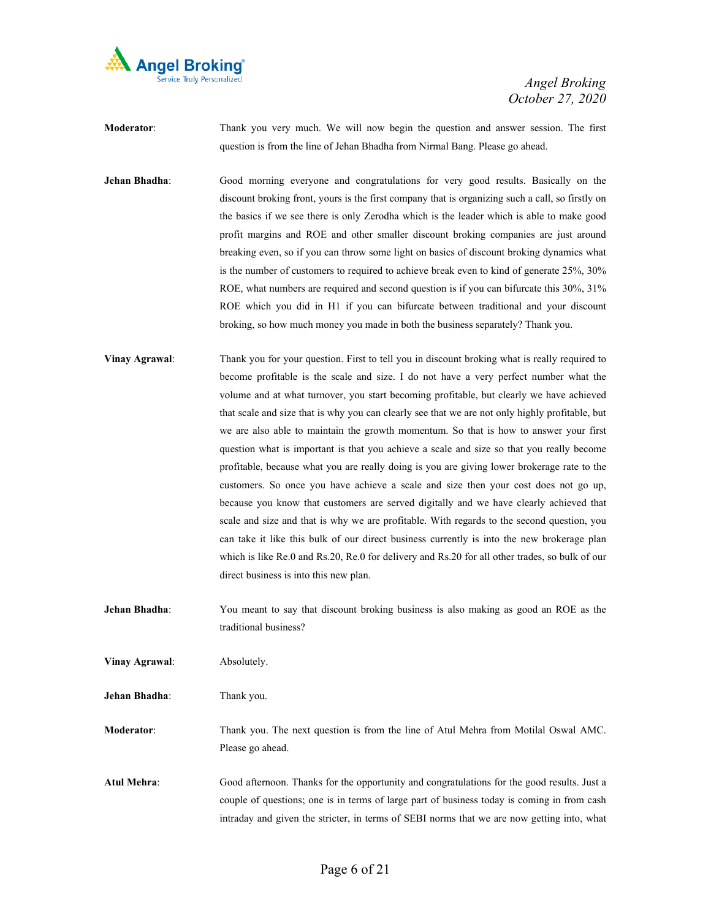**Moderator**: Thank you very much. We will now begin the question and answer session. The first question is from the line of Jehan Bhadha from Nirmal Bang. Please go ahead.

**Jehan Bhadha**: Good morning everyone and congratulations for very good results. Basically on the discount broking front, yours is the first company that is organizing such a call, so firstly on the basics if we see there is only Zerodha which is the leader which is able to make good profit margins and ROE and other smaller discount broking companies are just around breaking even, so if you can throw some light on basics of discount broking dynamics what is the number of customers to required to achieve break even to kind of generate 25%, 30% ROE, what numbers are required and second question is if you can bifurcate this 30%, 31% ROE which you did in H1 if you can bifurcate between traditional and your discount broking, so how much money you made in both the business separately? Thank you.

**Vinay Agrawal**: Thank you for your question. First to tell you in discount broking what is really required to become profitable is the scale and size. I do not have a very perfect number what the volume and at what turnover, you start becoming profitable, but clearly we have achieved that scale and size that is why you can clearly see that we are not only highly profitable, but we are also able to maintain the growth momentum. So that is how to answer your first question what is important is that you achieve a scale and size so that you really become profitable, because what you are really doing is you are giving lower brokerage rate to the customers. So once you have achieve a scale and size then your cost does not go up, because you know that customers are served digitally and we have clearly achieved that scale and size and that is why we are profitable. With regards to the second question, you can take it like this bulk of our direct business currently is into the new brokerage plan which is like Re.0 and Rs.20, Re.0 for delivery and Rs.20 for all other trades, so bulk of our direct business is into this new plan.

**Jehan Bhadha**: You meant to say that discount broking business is also making as good an ROE as the traditional business?

**Vinay Agrawal**: Absolutely.

**Jehan Bhadha**: Thank you.

**Moderator**: Thank you. The next question is from the line of Atul Mehra from Motilal Oswal AMC. Please go ahead.

**Atul Mehra**: Good afternoon. Thanks for the opportunity and congratulations for the good results. Just a couple of questions; one is in terms of large part of business today is coming in from cash intraday and given the stricter, in terms of SEBI norms that we are now getting into, what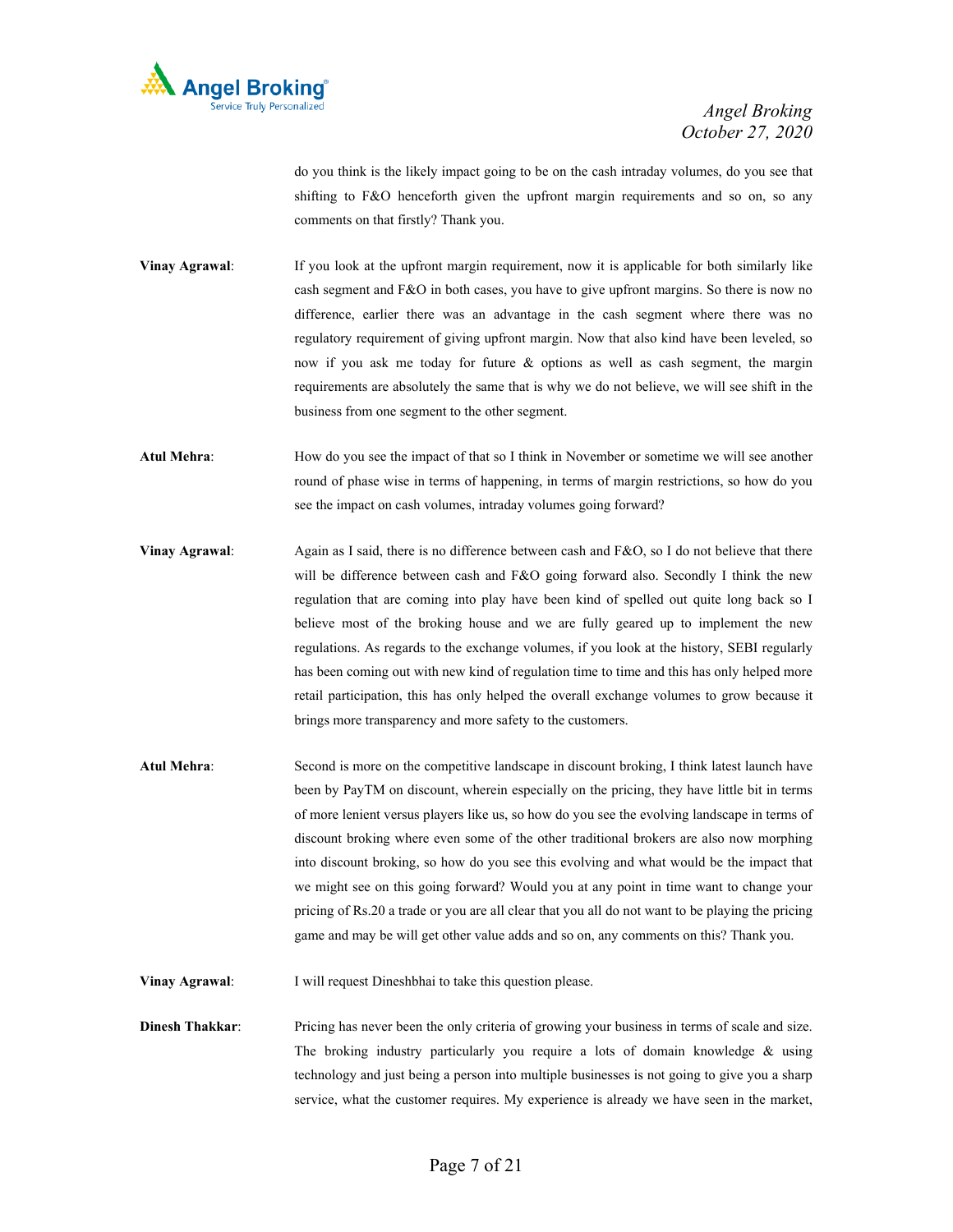do you think is the likely impact going to be on the cash intraday volumes, do you see that shifting to F&O henceforth given the upfront margin requirements and so on, so any comments on that firstly? Thank you.

**Vinay Agrawal**: If you look at the upfront margin requirement, now it is applicable for both similarly like cash segment and F&O in both cases, you have to give upfront margins. So there is now no difference, earlier there was an advantage in the cash segment where there was no regulatory requirement of giving upfront margin. Now that also kind have been leveled, so now if you ask me today for future & options as well as cash segment, the margin requirements are absolutely the same that is why we do not believe, we will see shift in the business from one segment to the other segment.

**Atul Mehra**: How do you see the impact of that so I think in November or sometime we will see another round of phase wise in terms of happening, in terms of margin restrictions, so how do you see the impact on cash volumes, intraday volumes going forward?

**Vinay Agrawal**: Again as I said, there is no difference between cash and F&O, so I do not believe that there will be difference between cash and F&O going forward also. Secondly I think the new regulation that are coming into play have been kind of spelled out quite long back so I believe most of the broking house and we are fully geared up to implement the new regulations. As regards to the exchange volumes, if you look at the history, SEBI regularly has been coming out with new kind of regulation time to time and this has only helped more retail participation, this has only helped the overall exchange volumes to grow because it brings more transparency and more safety to the customers.

**Atul Mehra**: Second is more on the competitive landscape in discount broking, I think latest launch have been by PayTM on discount, wherein especially on the pricing, they have little bit in terms of more lenient versus players like us, so how do you see the evolving landscape in terms of discount broking where even some of the other traditional brokers are also now morphing into discount broking, so how do you see this evolving and what would be the impact that we might see on this going forward? Would you at any point in time want to change your pricing of Rs.20 a trade or you are all clear that you all do not want to be playing the pricing game and may be will get other value adds and so on, any comments on this? Thank you.

**Vinay Agrawal**: I will request Dineshbhai to take this question please.

**Dinesh Thakkar**: Pricing has never been the only criteria of growing your business in terms of scale and size. The broking industry particularly you require a lots of domain knowledge & using technology and just being a person into multiple businesses is not going to give you a sharp service, what the customer requires. My experience is already we have seen in the market,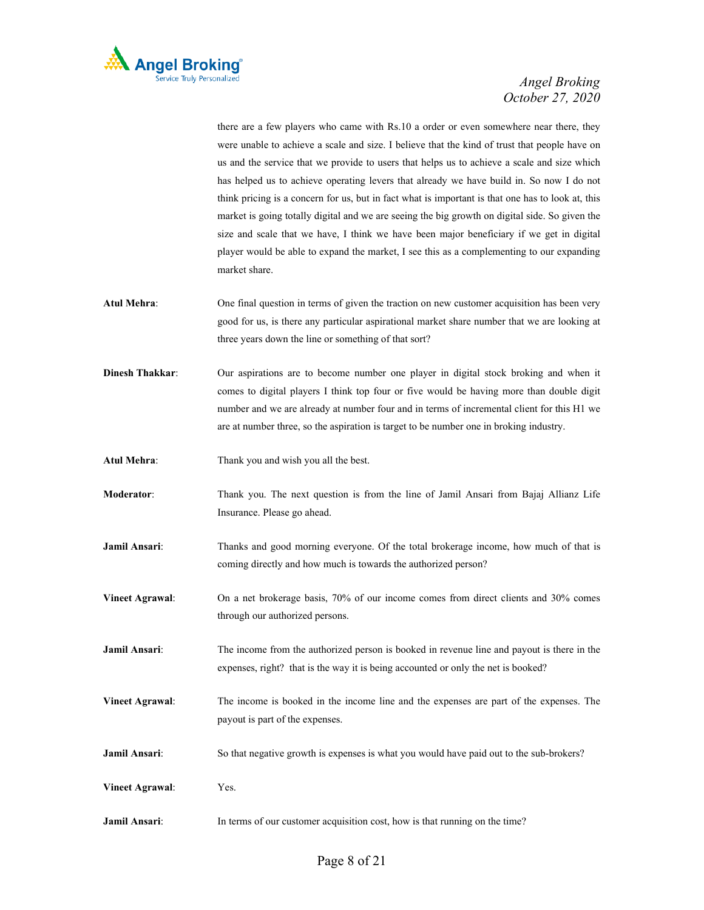there are a few players who came with Rs.10 a order or even somewhere near there, they were unable to achieve a scale and size. I believe that the kind of trust that people have on us and the service that we provide to users that helps us to achieve a scale and size which has helped us to achieve operating levers that already we have build in. So now I do not think pricing is a concern for us, but in fact what is important is that one has to look at, this market is going totally digital and we are seeing the big growth on digital side. So given the size and scale that we have, I think we have been major beneficiary if we get in digital player would be able to expand the market, I see this as a complementing to our expanding market share.

**Atul Mehra**: One final question in terms of given the traction on new customer acquisition has been very good for us, is there any particular aspirational market share number that we are looking at three years down the line or something of that sort?

**Dinesh Thakkar**: Our aspirations are to become number one player in digital stock broking and when it comes to digital players I think top four or five would be having more than double digit number and we are already at number four and in terms of incremental client for this H1 we are at number three, so the aspiration is target to be number one in broking industry.

**Atul Mehra**: Thank you and wish you all the best.

**Moderator**: Thank you. The next question is from the line of Jamil Ansari from Bajaj Allianz Life Insurance. Please go ahead.

**Jamil Ansari**: Thanks and good morning everyone. Of the total brokerage income, how much of that is coming directly and how much is towards the authorized person?

**Vineet Agrawal**: On a net brokerage basis, 70% of our income comes from direct clients and 30% comes through our authorized persons.

**Jamil Ansari**: The income from the authorized person is booked in revenue line and payout is there in the expenses, right? that is the way it is being accounted or only the net is booked?

**Vineet Agrawal**: The income is booked in the income line and the expenses are part of the expenses. The payout is part of the expenses.

**Jamil Ansari**: So that negative growth is expenses is what you would have paid out to the sub-brokers?

**Vineet Agrawal**: Yes.

**Jamil Ansari**: In terms of our customer acquisition cost, how is that running on the time?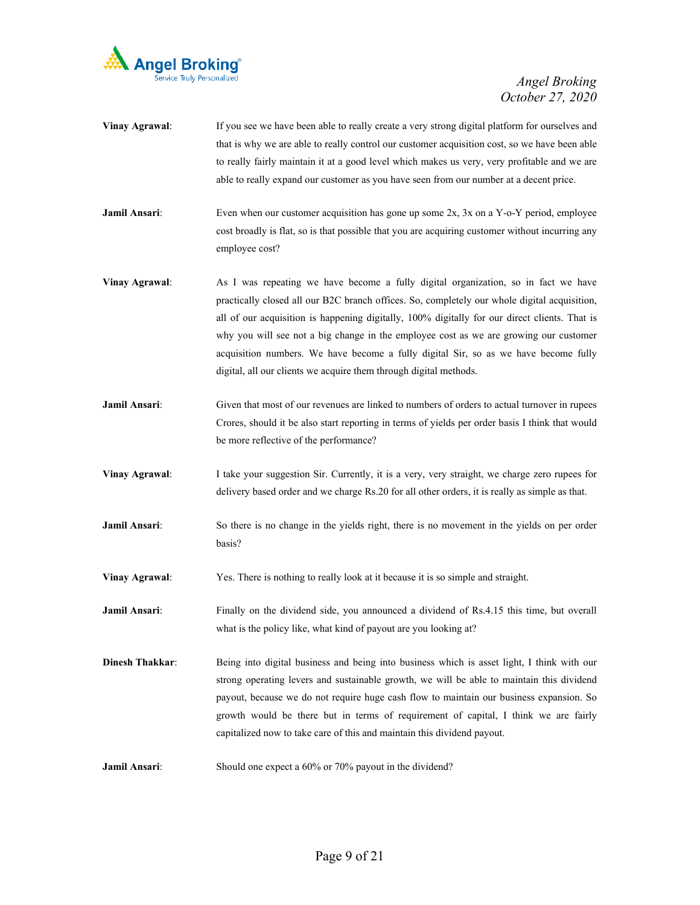**Vinay Agrawal**: If you see we have been able to really create a very strong digital platform for ourselves and that is why we are able to really control our customer acquisition cost, so we have been able to really fairly maintain it at a good level which makes us very, very profitable and we are able to really expand our customer as you have seen from our number at a decent price.

**Jamil Ansari**: Even when our customer acquisition has gone up some 2x, 3x on a Y-o-Y period, employee cost broadly is flat, so is that possible that you are acquiring customer without incurring any employee cost?

**Vinay Agrawal**: As I was repeating we have become a fully digital organization, so in fact we have practically closed all our B2C branch offices. So, completely our whole digital acquisition, all of our acquisition is happening digitally, 100% digitally for our direct clients. That is why you will see not a big change in the employee cost as we are growing our customer acquisition numbers. We have become a fully digital Sir, so as we have become fully digital, all our clients we acquire them through digital methods.

**Jamil Ansari**: Given that most of our revenues are linked to numbers of orders to actual turnover in rupees Crores, should it be also start reporting in terms of yields per order basis I think that would be more reflective of the performance?

**Vinay Agrawal**: I take your suggestion Sir. Currently, it is a very, very straight, we charge zero rupees for delivery based order and we charge Rs.20 for all other orders, it is really as simple as that.

**Jamil Ansari**: So there is no change in the yields right, there is no movement in the yields on per order basis?

**Vinay Agrawal**: Yes. There is nothing to really look at it because it is so simple and straight.

**Jamil Ansari**: Finally on the dividend side, you announced a dividend of Rs.4.15 this time, but overall what is the policy like, what kind of payout are you looking at?

**Dinesh Thakkar**: Being into digital business and being into business which is asset light, I think with our strong operating levers and sustainable growth, we will be able to maintain this dividend payout, because we do not require huge cash flow to maintain our business expansion. So growth would be there but in terms of requirement of capital, I think we are fairly capitalized now to take care of this and maintain this dividend payout.

**Jamil Ansari**: Should one expect a 60% or 70% payout in the dividend?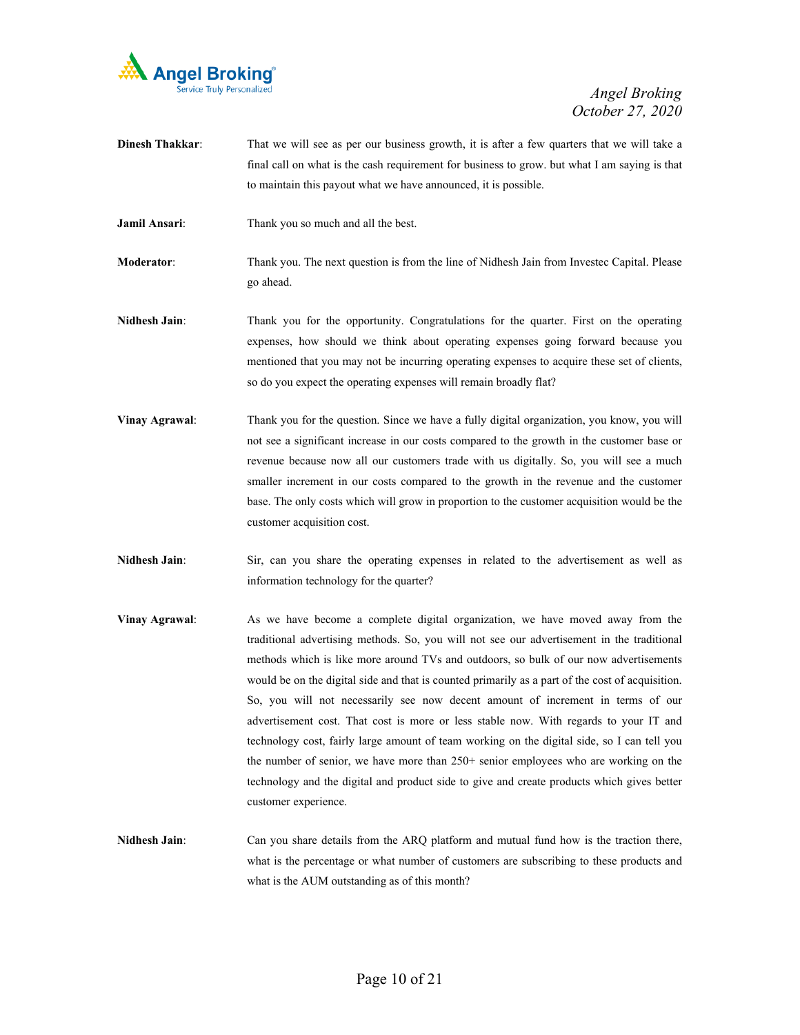**Dinesh Thakkar**: That we will see as per our business growth, it is after a few quarters that we will take a final call on what is the cash requirement for business to grow. but what I am saying is that to maintain this payout what we have announced, it is possible.

**Jamil Ansari**: Thank you so much and all the best.

**Moderator**: Thank you. The next question is from the line of Nidhesh Jain from Investec Capital. Please go ahead.

**Nidhesh Jain**: Thank you for the opportunity. Congratulations for the quarter. First on the operating expenses, how should we think about operating expenses going forward because you mentioned that you may not be incurring operating expenses to acquire these set of clients, so do you expect the operating expenses will remain broadly flat?

**Vinay Agrawal**: Thank you for the question. Since we have a fully digital organization, you know, you will not see a significant increase in our costs compared to the growth in the customer base or revenue because now all our customers trade with us digitally. So, you will see a much smaller increment in our costs compared to the growth in the revenue and the customer base. The only costs which will grow in proportion to the customer acquisition would be the customer acquisition cost.

**Nidhesh Jain**: Sir, can you share the operating expenses in related to the advertisement as well as information technology for the quarter?

**Vinay Agrawal**: As we have become a complete digital organization, we have moved away from the traditional advertising methods. So, you will not see our advertisement in the traditional methods which is like more around TVs and outdoors, so bulk of our now advertisements would be on the digital side and that is counted primarily as a part of the cost of acquisition. So, you will not necessarily see now decent amount of increment in terms of our advertisement cost. That cost is more or less stable now. With regards to your IT and technology cost, fairly large amount of team working on the digital side, so I can tell you the number of senior, we have more than 250+ senior employees who are working on the technology and the digital and product side to give and create products which gives better customer experience.

**Nidhesh Jain**: Can you share details from the ARQ platform and mutual fund how is the traction there, what is the percentage or what number of customers are subscribing to these products and what is the AUM outstanding as of this month?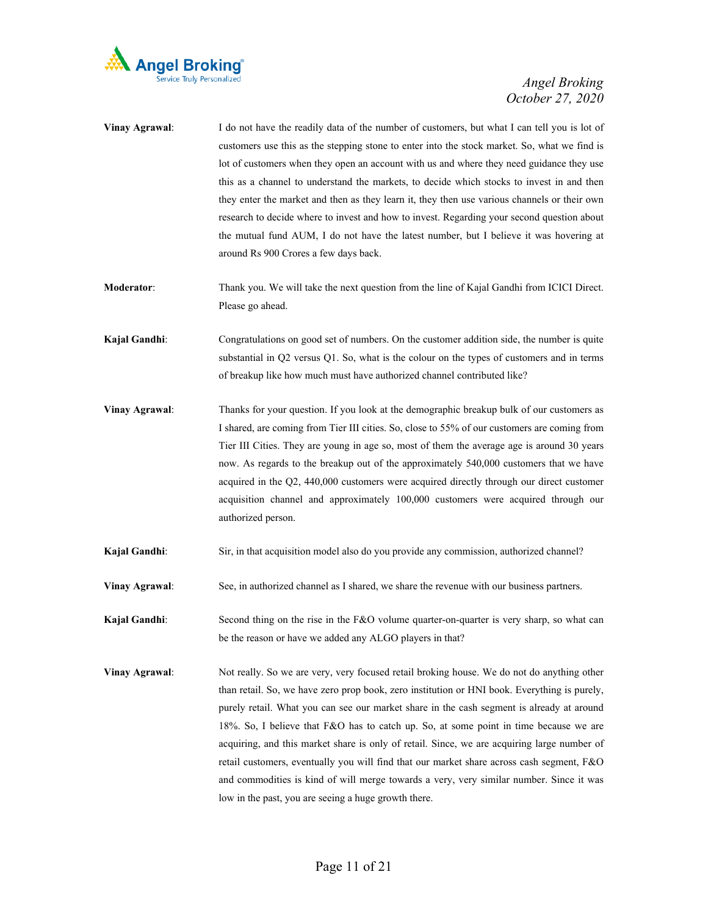**Vinay Agrawal**: I do not have the readily data of the number of customers, but what I can tell you is lot of customers use this as the stepping stone to enter into the stock market. So, what we find is lot of customers when they open an account with us and where they need guidance they use this as a channel to understand the markets, to decide which stocks to invest in and then they enter the market and then as they learn it, they then use various channels or their own research to decide where to invest and how to invest. Regarding your second question about the mutual fund AUM, I do not have the latest number, but I believe it was hovering at around Rs 900 Crores a few days back.

**Moderator**: Thank you. We will take the next question from the line of Kajal Gandhi from ICICI Direct. Please go ahead.

**Kajal Gandhi**: Congratulations on good set of numbers. On the customer addition side, the number is quite substantial in Q2 versus Q1. So, what is the colour on the types of customers and in terms of breakup like how much must have authorized channel contributed like?

**Vinay Agrawal**: Thanks for your question. If you look at the demographic breakup bulk of our customers as I shared, are coming from Tier III cities. So, close to 55% of our customers are coming from Tier III Cities. They are young in age so, most of them the average age is around 30 years now. As regards to the breakup out of the approximately 540,000 customers that we have acquired in the Q2, 440,000 customers were acquired directly through our direct customer acquisition channel and approximately 100,000 customers were acquired through our authorized person.

**Kajal Gandhi**: Sir, in that acquisition model also do you provide any commission, authorized channel?

**Vinay Agrawal**: See, in authorized channel as I shared, we share the revenue with our business partners.

**Kajal Gandhi**: Second thing on the rise in the F&O volume quarter-on-quarter is very sharp, so what can be the reason or have we added any ALGO players in that?

**Vinay Agrawal**: Not really. So we are very, very focused retail broking house. We do not do anything other than retail. So, we have zero prop book, zero institution or HNI book. Everything is purely, purely retail. What you can see our market share in the cash segment is already at around 18%. So, I believe that F&O has to catch up. So, at some point in time because we are acquiring, and this market share is only of retail. Since, we are acquiring large number of retail customers, eventually you will find that our market share across cash segment, F&O and commodities is kind of will merge towards a very, very similar number. Since it was low in the past, you are seeing a huge growth there.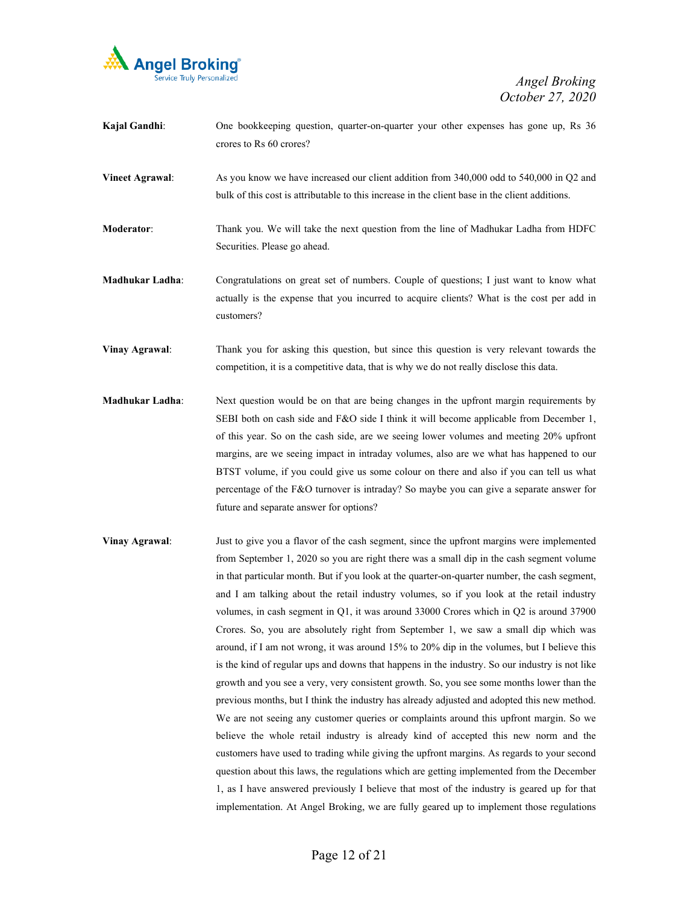**Kajal Gandhi**: One bookkeeping question, quarter-on-quarter your other expenses has gone up, Rs 36 crores to Rs 60 crores?

**Vineet Agrawal**: As you know we have increased our client addition from 340,000 odd to 540,000 in Q2 and bulk of this cost is attributable to this increase in the client base in the client additions.

**Moderator**: Thank you. We will take the next question from the line of Madhukar Ladha from HDFC Securities. Please go ahead.

**Madhukar Ladha**: Congratulations on great set of numbers. Couple of questions; I just want to know what actually is the expense that you incurred to acquire clients? What is the cost per add in customers?

**Vinay Agrawal**: Thank you for asking this question, but since this question is very relevant towards the competition, it is a competitive data, that is why we do not really disclose this data.

**Madhukar Ladha**: Next question would be on that are being changes in the upfront margin requirements by SEBI both on cash side and F&O side I think it will become applicable from December 1, of this year. So on the cash side, are we seeing lower volumes and meeting 20% upfront margins, are we seeing impact in intraday volumes, also are we what has happened to our BTST volume, if you could give us some colour on there and also if you can tell us what percentage of the F&O turnover is intraday? So maybe you can give a separate answer for future and separate answer for options?

**Vinay Agrawal**: Just to give you a flavor of the cash segment, since the upfront margins were implemented from September 1, 2020 so you are right there was a small dip in the cash segment volume in that particular month. But if you look at the quarter-on-quarter number, the cash segment, and I am talking about the retail industry volumes, so if you look at the retail industry volumes, in cash segment in Q1, it was around 33000 Crores which in Q2 is around 37900 Crores. So, you are absolutely right from September 1, we saw a small dip which was around, if I am not wrong, it was around 15% to 20% dip in the volumes, but I believe this is the kind of regular ups and downs that happens in the industry. So our industry is not like growth and you see a very, very consistent growth. So, you see some months lower than the previous months, but I think the industry has already adjusted and adopted this new method. We are not seeing any customer queries or complaints around this upfront margin. So we believe the whole retail industry is already kind of accepted this new norm and the customers have used to trading while giving the upfront margins. As regards to your second question about this laws, the regulations which are getting implemented from the December 1, as I have answered previously I believe that most of the industry is geared up for that implementation. At Angel Broking, we are fully geared up to implement those regulations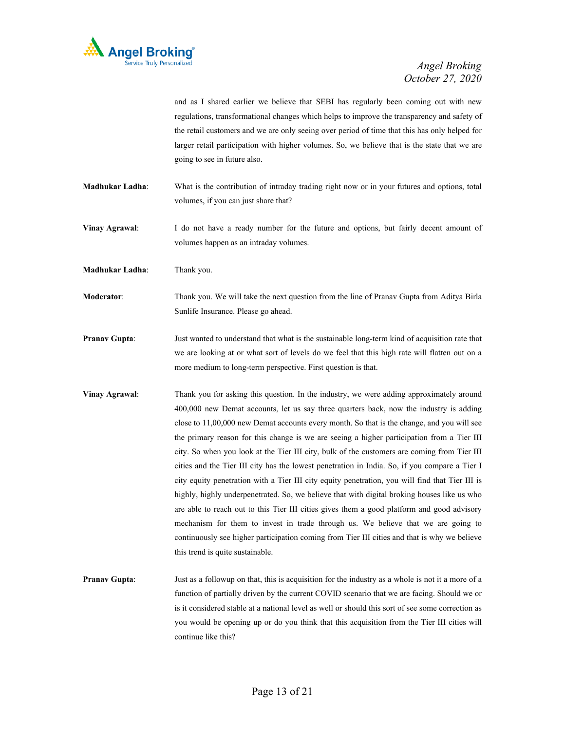and as I shared earlier we believe that SEBI has regularly been coming out with new regulations, transformational changes which helps to improve the transparency and safety of the retail customers and we are only seeing over period of time that this has only helped for larger retail participation with higher volumes. So, we believe that is the state that we are going to see in future also.

**Madhukar Ladha**: What is the contribution of intraday trading right now or in your futures and options, total volumes, if you can just share that?

**Vinay Agrawal**: I do not have a ready number for the future and options, but fairly decent amount of volumes happen as an intraday volumes.

**Madhukar Ladha**: Thank you.

**Moderator**: Thank you. We will take the next question from the line of Pranav Gupta from Aditya Birla Sunlife Insurance. Please go ahead.

**Pranav Gupta**: Just wanted to understand that what is the sustainable long-term kind of acquisition rate that we are looking at or what sort of levels do we feel that this high rate will flatten out on a more medium to long-term perspective. First question is that.

**Vinay Agrawal**: Thank you for asking this question. In the industry, we were adding approximately around 400,000 new Demat accounts, let us say three quarters back, now the industry is adding close to 11,00,000 new Demat accounts every month. So that is the change, and you will see the primary reason for this change is we are seeing a higher participation from a Tier III city. So when you look at the Tier III city, bulk of the customers are coming from Tier III cities and the Tier III city has the lowest penetration in India. So, if you compare a Tier I city equity penetration with a Tier III city equity penetration, you will find that Tier III is highly, highly underpenetrated. So, we believe that with digital broking houses like us who are able to reach out to this Tier III cities gives them a good platform and good advisory mechanism for them to invest in trade through us. We believe that we are going to continuously see higher participation coming from Tier III cities and that is why we believe this trend is quite sustainable.

**Pranav Gupta**: Just as a followup on that, this is acquisition for the industry as a whole is not it a more of a function of partially driven by the current COVID scenario that we are facing. Should we or is it considered stable at a national level as well or should this sort of see some correction as you would be opening up or do you think that this acquisition from the Tier III cities will continue like this?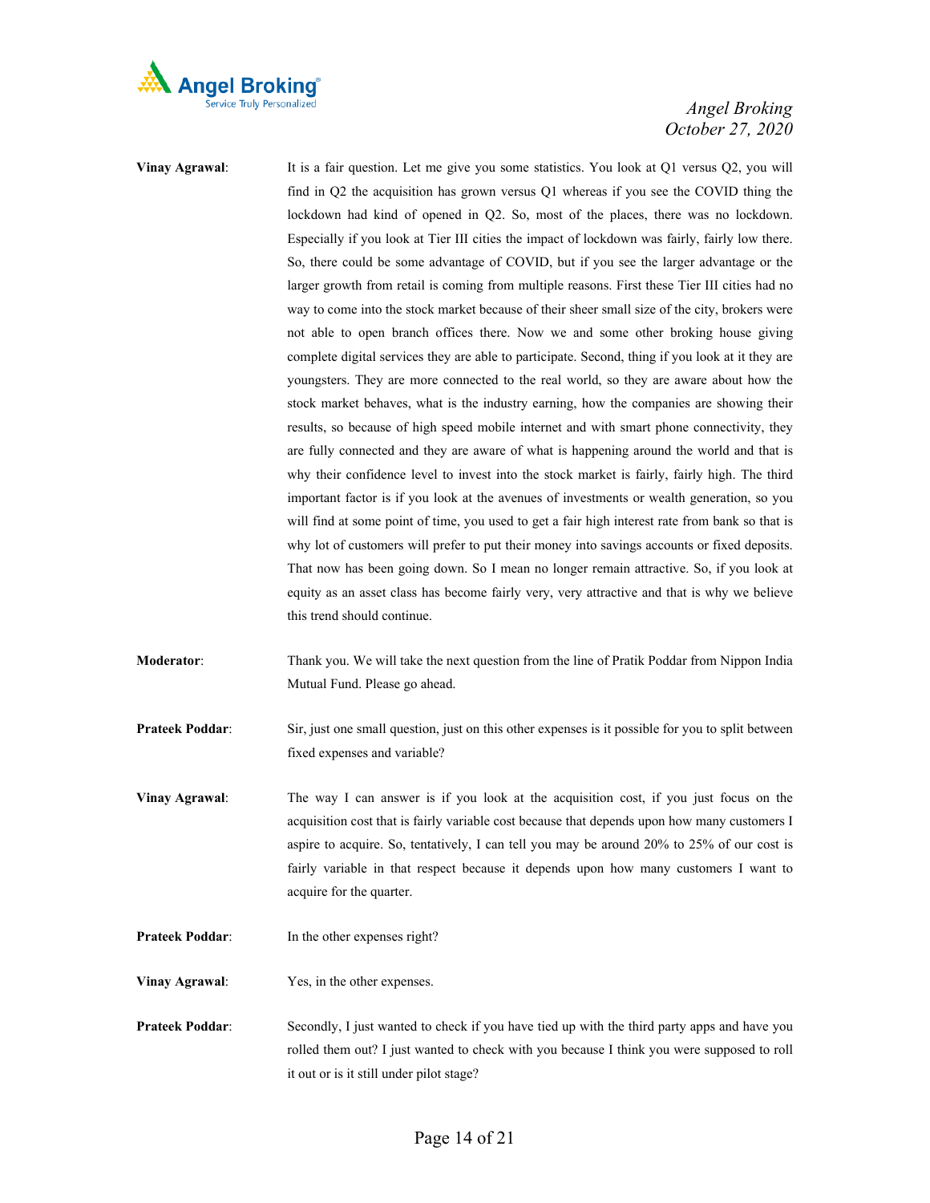**Vinay Agrawal**: It is a fair question. Let me give you some statistics. You look at Q1 versus Q2, you will find in Q2 the acquisition has grown versus Q1 whereas if you see the COVID thing the lockdown had kind of opened in Q2. So, most of the places, there was no lockdown. Especially if you look at Tier III cities the impact of lockdown was fairly, fairly low there. So, there could be some advantage of COVID, but if you see the larger advantage or the larger growth from retail is coming from multiple reasons. First these Tier III cities had no way to come into the stock market because of their sheer small size of the city, brokers were not able to open branch offices there. Now we and some other broking house giving complete digital services they are able to participate. Second, thing if you look at it they are youngsters. They are more connected to the real world, so they are aware about how the stock market behaves, what is the industry earning, how the companies are showing their results, so because of high speed mobile internet and with smart phone connectivity, they are fully connected and they are aware of what is happening around the world and that is why their confidence level to invest into the stock market is fairly, fairly high. The third important factor is if you look at the avenues of investments or wealth generation, so you will find at some point of time, you used to get a fair high interest rate from bank so that is why lot of customers will prefer to put their money into savings accounts or fixed deposits. That now has been going down. So I mean no longer remain attractive. So, if you look at equity as an asset class has become fairly very, very attractive and that is why we believe this trend should continue.

**Moderator**: Thank you. We will take the next question from the line of Pratik Poddar from Nippon India Mutual Fund. Please go ahead.

**Prateek Poddar**: Sir, just one small question, just on this other expenses is it possible for you to split between fixed expenses and variable?

**Vinay Agrawal**: The way I can answer is if you look at the acquisition cost, if you just focus on the acquisition cost that is fairly variable cost because that depends upon how many customers I aspire to acquire. So, tentatively, I can tell you may be around 20% to 25% of our cost is fairly variable in that respect because it depends upon how many customers I want to acquire for the quarter.

**Prateek Poddar**: In the other expenses right?

**Vinay Agrawal**: Yes, in the other expenses.

**Prateek Poddar**: Secondly, I just wanted to check if you have tied up with the third party apps and have you rolled them out? I just wanted to check with you because I think you were supposed to roll it out or is it still under pilot stage?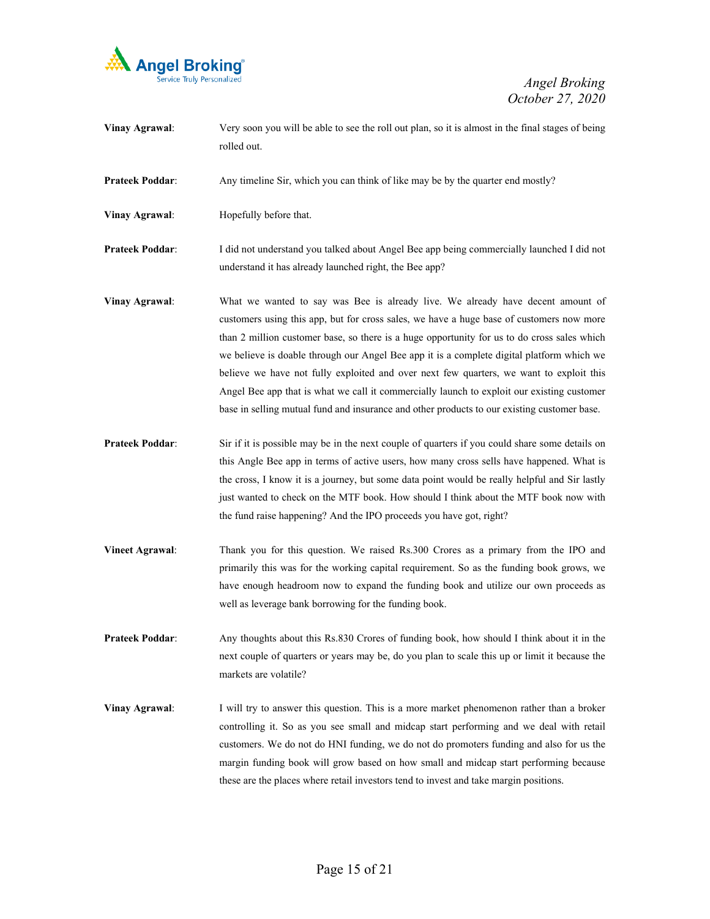**Vinay Agrawal**: Very soon you will be able to see the roll out plan, so it is almost in the final stages of being rolled out.

**Prateek Poddar**: Any timeline Sir, which you can think of like may be by the quarter end mostly?

**Vinay Agrawal**: Hopefully before that.

**Prateek Poddar**: I did not understand you talked about Angel Bee app being commercially launched I did not understand it has already launched right, the Bee app?

**Vinay Agrawal**: What we wanted to say was Bee is already live. We already have decent amount of customers using this app, but for cross sales, we have a huge base of customers now more than 2 million customer base, so there is a huge opportunity for us to do cross sales which we believe is doable through our Angel Bee app it is a complete digital platform which we believe we have not fully exploited and over next few quarters, we want to exploit this Angel Bee app that is what we call it commercially launch to exploit our existing customer base in selling mutual fund and insurance and other products to our existing customer base.

**Prateek Poddar**: Sir if it is possible may be in the next couple of quarters if you could share some details on this Angle Bee app in terms of active users, how many cross sells have happened. What is the cross, I know it is a journey, but some data point would be really helpful and Sir lastly just wanted to check on the MTF book. How should I think about the MTF book now with the fund raise happening? And the IPO proceeds you have got, right?

**Vineet Agrawal**: Thank you for this question. We raised Rs.300 Crores as a primary from the IPO and primarily this was for the working capital requirement. So as the funding book grows, we have enough headroom now to expand the funding book and utilize our own proceeds as well as leverage bank borrowing for the funding book.

**Prateek Poddar**: Any thoughts about this Rs.830 Crores of funding book, how should I think about it in the next couple of quarters or years may be, do you plan to scale this up or limit it because the markets are volatile?

**Vinay Agrawal**: I will try to answer this question. This is a more market phenomenon rather than a broker controlling it. So as you see small and midcap start performing and we deal with retail customers. We do not do HNI funding, we do not do promoters funding and also for us the margin funding book will grow based on how small and midcap start performing because these are the places where retail investors tend to invest and take margin positions.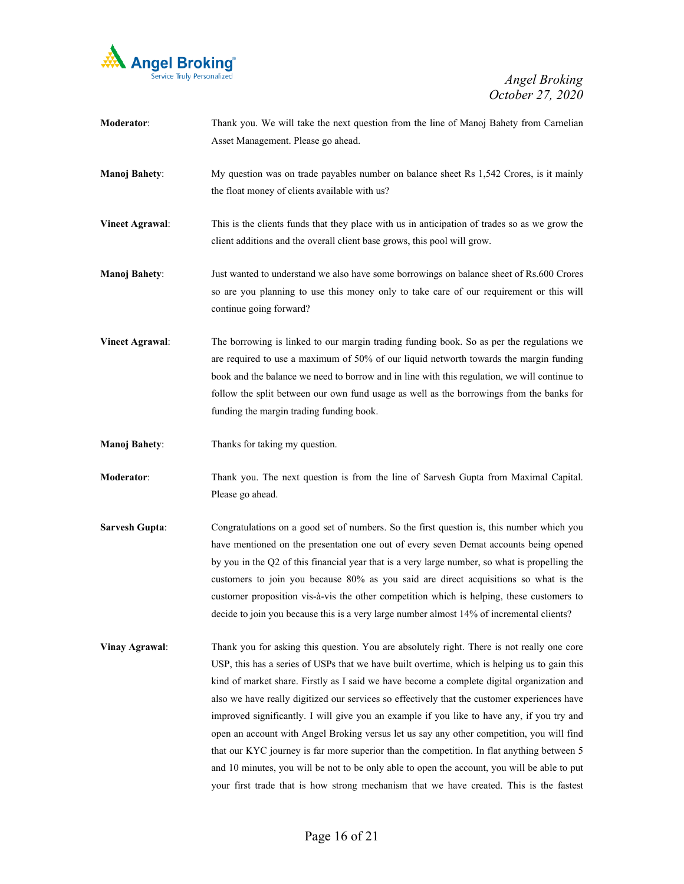**Moderator**: Thank you. We will take the next question from the line of Manoj Bahety from Carnelian Asset Management. Please go ahead.

**Manoj Bahety**: My question was on trade payables number on balance sheet Rs 1,542 Crores, is it mainly the float money of clients available with us?

**Vineet Agrawal**: This is the clients funds that they place with us in anticipation of trades so as we grow the client additions and the overall client base grows, this pool will grow.

**Manoj Bahety**: Just wanted to understand we also have some borrowings on balance sheet of Rs.600 Crores so are you planning to use this money only to take care of our requirement or this will continue going forward?

**Vineet Agrawal**: The borrowing is linked to our margin trading funding book. So as per the regulations we are required to use a maximum of 50% of our liquid networth towards the margin funding book and the balance we need to borrow and in line with this regulation, we will continue to follow the split between our own fund usage as well as the borrowings from the banks for funding the margin trading funding book.

**Manoj Bahety**: Thanks for taking my question.

**Moderator**: Thank you. The next question is from the line of Sarvesh Gupta from Maximal Capital. Please go ahead.

**Sarvesh Gupta**: Congratulations on a good set of numbers. So the first question is, this number which you have mentioned on the presentation one out of every seven Demat accounts being opened by you in the Q2 of this financial year that is a very large number, so what is propelling the customers to join you because 80% as you said are direct acquisitions so what is the customer proposition vis-à-vis the other competition which is helping, these customers to decide to join you because this is a very large number almost 14% of incremental clients?

**Vinay Agrawal**: Thank you for asking this question. You are absolutely right. There is not really one core USP, this has a series of USPs that we have built overtime, which is helping us to gain this kind of market share. Firstly as I said we have become a complete digital organization and also we have really digitized our services so effectively that the customer experiences have improved significantly. I will give you an example if you like to have any, if you try and open an account with Angel Broking versus let us say any other competition, you will find that our KYC journey is far more superior than the competition. In flat anything between 5 and 10 minutes, you will be not to be only able to open the account, you will be able to put your first trade that is how strong mechanism that we have created. This is the fastest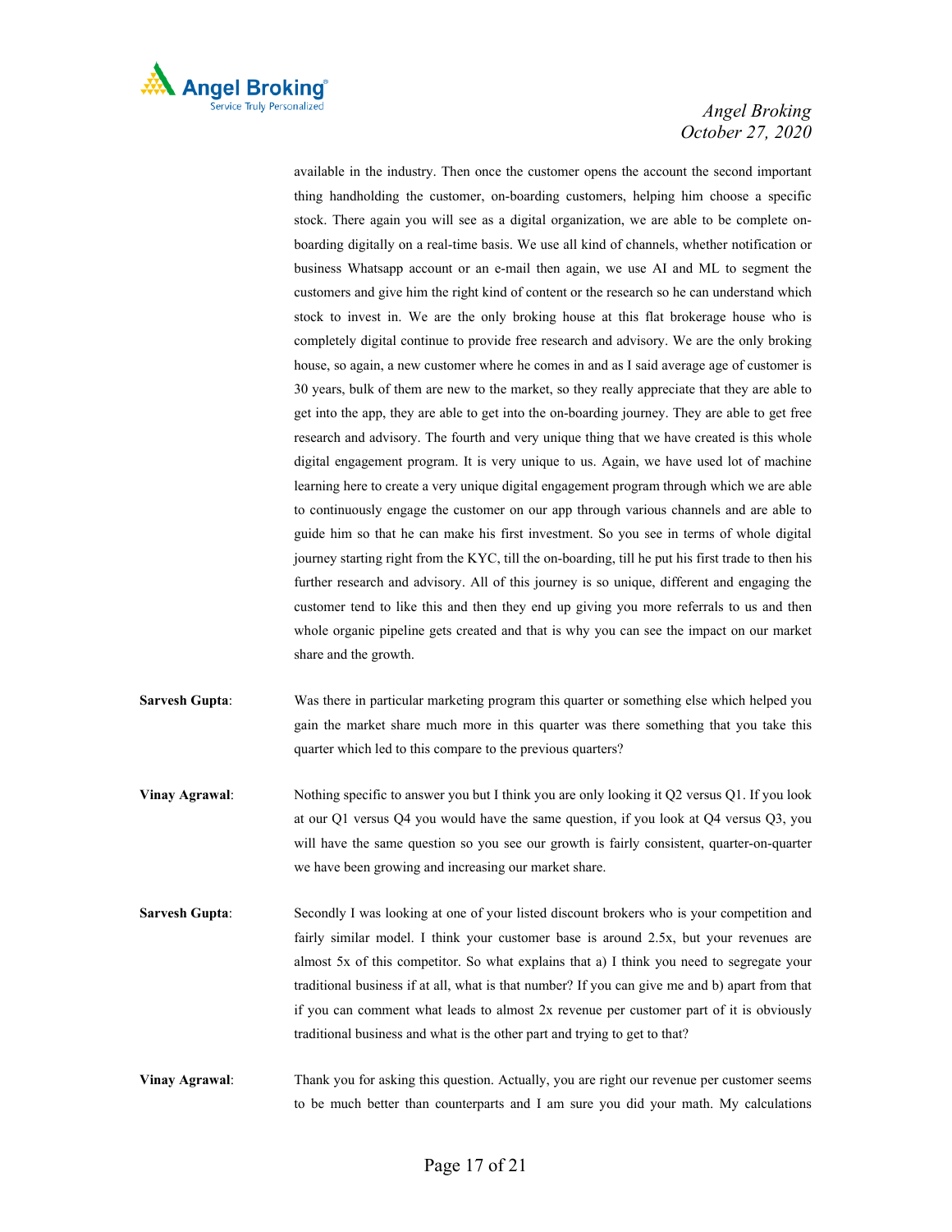available in the industry. Then once the customer opens the account the second important thing handholding the customer, on-boarding customers, helping him choose a specific stock. There again you will see as a digital organization, we are able to be complete on-boarding digitally on a real-time basis. We use all kind of channels, whether notification or business Whatsapp account or an e-mail then again, we use AI and ML to segment the customers and give him the right kind of content or the research so he can understand which stock to invest in. We are the only broking house at this flat brokerage house who is completely digital continue to provide free research and advisory. We are the only broking house, so again, a new customer where he comes in and as I said average age of customer is 30 years, bulk of them are new to the market, so they really appreciate that they are able to get into the app, they are able to get into the on-boarding journey. They are able to get free research and advisory. The fourth and very unique thing that we have created is this whole digital engagement program. It is very unique to us. Again, we have used lot of machine learning here to create a very unique digital engagement program through which we are able to continuously engage the customer on our app through various channels and are able to guide him so that he can make his first investment. So you see in terms of whole digital journey starting right from the KYC, till the on-boarding, till he put his first trade to then his further research and advisory. All of this journey is so unique, different and engaging the customer tend to like this and then they end up giving you more referrals to us and then whole organic pipeline gets created and that is why you can see the impact on our market share and the growth.

**Sarvesh Gupta**: Was there in particular marketing program this quarter or something else which helped you gain the market share much more in this quarter was there something that you take this quarter which led to this compare to the previous quarters?

**Vinay Agrawal**: Nothing specific to answer you but I think you are only looking it Q2 versus Q1. If you look at our Q1 versus Q4 you would have the same question, if you look at Q4 versus Q3, you will have the same question so you see our growth is fairly consistent, quarter-on-quarter we have been growing and increasing our market share.

**Sarvesh Gupta**: Secondly I was looking at one of your listed discount brokers who is your competition and fairly similar model. I think your customer base is around 2.5x, but your revenues are almost 5x of this competitor. So what explains that a) I think you need to segregate your traditional business if at all, what is that number? If you can give me and b) apart from that if you can comment what leads to almost 2x revenue per customer part of it is obviously traditional business and what is the other part and trying to get to that?

**Vinay Agrawal**: Thank you for asking this question. Actually, you are right our revenue per customer seems to be much better than counterparts and I am sure you did your math. My calculations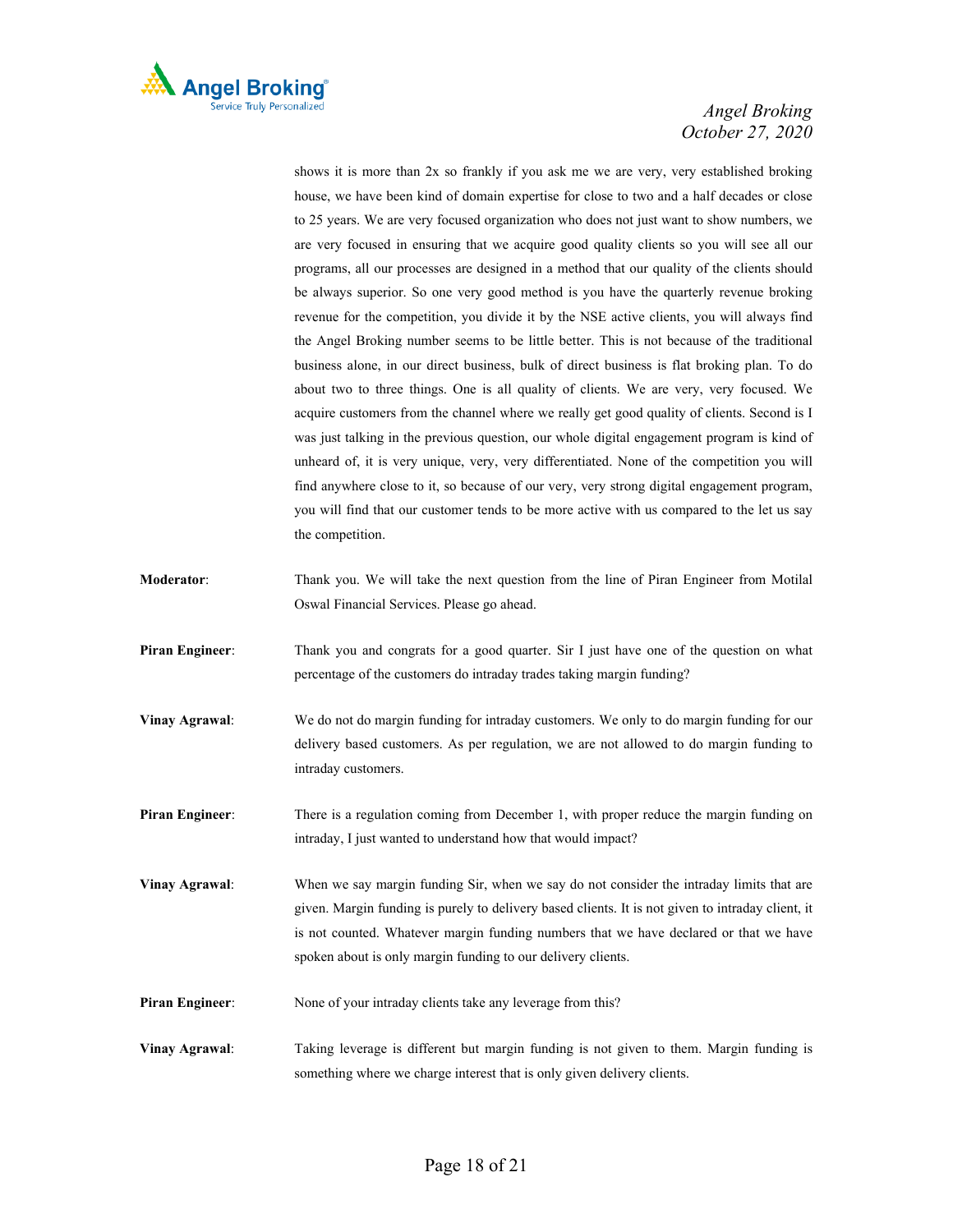shows it is more than 2x so frankly if you ask me we are very, very established broking house, we have been kind of domain expertise for close to two and a half decades or close to 25 years. We are very focused organization who does not just want to show numbers, we are very focused in ensuring that we acquire good quality clients so you will see all our programs, all our processes are designed in a method that our quality of the clients should be always superior. So one very good method is you have the quarterly revenue broking revenue for the competition, you divide it by the NSE active clients, you will always find the Angel Broking number seems to be little better. This is not because of the traditional business alone, in our direct business, bulk of direct business is flat broking plan. To do about two to three things. One is all quality of clients. We are very, very focused. We acquire customers from the channel where we really get good quality of clients. Second is I was just talking in the previous question, our whole digital engagement program is kind of unheard of, it is very unique, very, very differentiated. None of the competition you will find anywhere close to it, so because of our very, very strong digital engagement program, you will find that our customer tends to be more active with us compared to the let us say the competition.

**Moderator**: Thank you. We will take the next question from the line of Piran Engineer from Motilal Oswal Financial Services. Please go ahead.

**Piran Engineer**: Thank you and congrats for a good quarter. Sir I just have one of the question on what percentage of the customers do intraday trades taking margin funding?

**Vinay Agrawal**: We do not do margin funding for intraday customers. We only to do margin funding for our delivery based customers. As per regulation, we are not allowed to do margin funding to intraday customers.

**Piran Engineer**: There is a regulation coming from December 1, with proper reduce the margin funding on intraday, I just wanted to understand how that would impact?

**Vinay Agrawal**: When we say margin funding Sir, when we say do not consider the intraday limits that are given. Margin funding is purely to delivery based clients. It is not given to intraday client, it is not counted. Whatever margin funding numbers that we have declared or that we have spoken about is only margin funding to our delivery clients.

**Piran Engineer**: None of your intraday clients take any leverage from this?

**Vinay Agrawal**: Taking leverage is different but margin funding is not given to them. Margin funding is something where we charge interest that is only given delivery clients.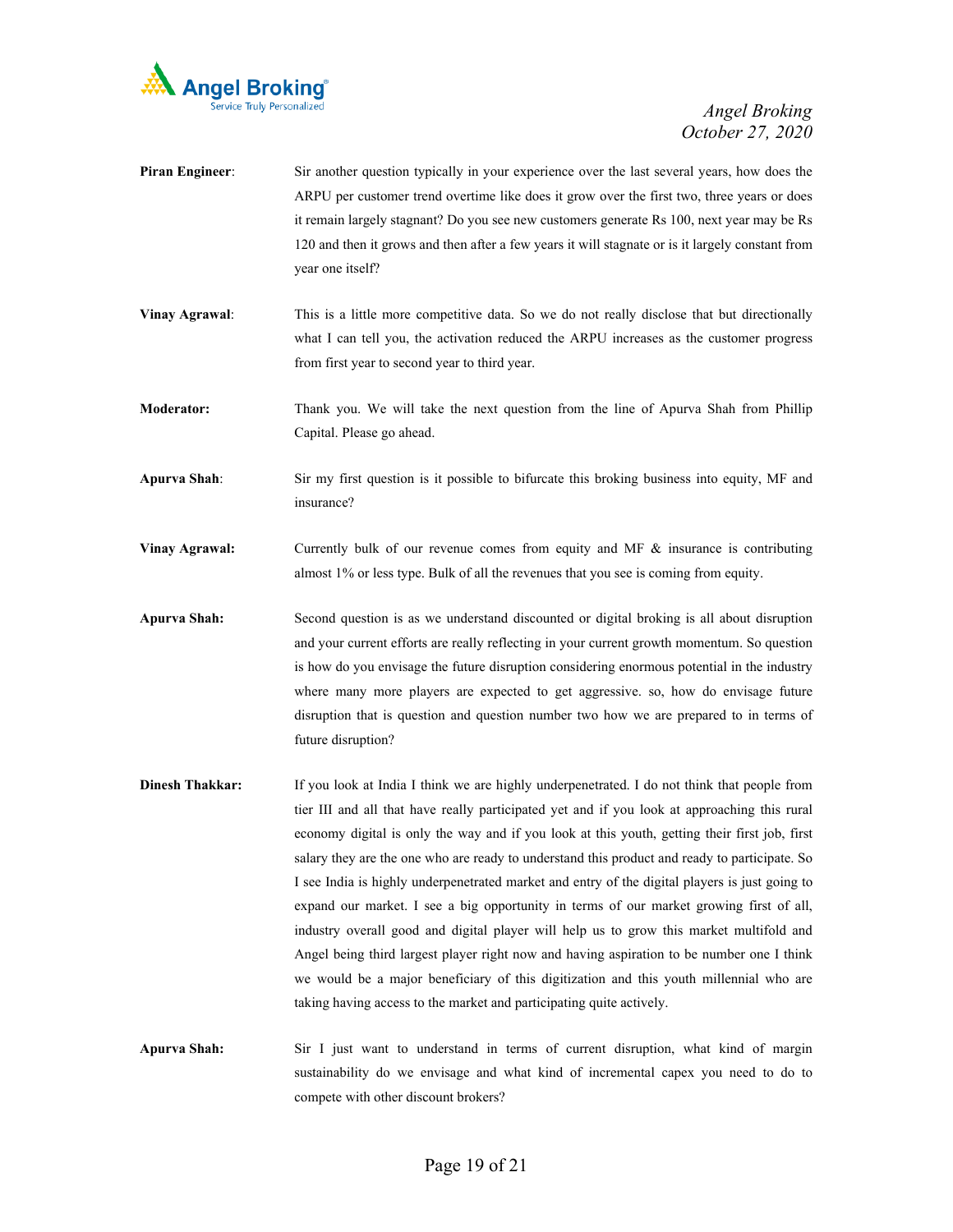**Piran Engineer**: Sir another question typically in your experience over the last several years, how does the ARPU per customer trend overtime like does it grow over the first two, three years or does it remain largely stagnant? Do you see new customers generate Rs 100, next year may be Rs 120 and then it grows and then after a few years it will stagnate or is it largely constant from year one itself?

**Vinay Agrawal**: This is a little more competitive data. So we do not really disclose that but directionally what I can tell you, the activation reduced the ARPU increases as the customer progress from first year to second year to third year.

**Moderator:** Thank you. We will take the next question from the line of Apurva Shah from Phillip Capital. Please go ahead.

**Apurva Shah**: Sir my first question is it possible to bifurcate this broking business into equity, MF and insurance?

**Vinay Agrawal:** Currently bulk of our revenue comes from equity and MF & insurance is contributing almost 1% or less type. Bulk of all the revenues that you see is coming from equity.

**Apurva Shah:** Second question is as we understand discounted or digital broking is all about disruption and your current efforts are really reflecting in your current growth momentum. So question is how do you envisage the future disruption considering enormous potential in the industry where many more players are expected to get aggressive. so, how do envisage future disruption that is question and question number two how we are prepared to in terms of future disruption?

**Dinesh Thakkar:** If you look at India I think we are highly underpenetrated. I do not think that people from tier III and all that have really participated yet and if you look at approaching this rural economy digital is only the way and if you look at this youth, getting their first job, first salary they are the one who are ready to understand this product and ready to participate. So I see India is highly underpenetrated market and entry of the digital players is just going to expand our market. I see a big opportunity in terms of our market growing first of all, industry overall good and digital player will help us to grow this market multifold and Angel being third largest player right now and having aspiration to be number one I think we would be a major beneficiary of this digitization and this youth millennial who are taking having access to the market and participating quite actively.

**Apurva Shah:** Sir I just want to understand in terms of current disruption, what kind of margin sustainability do we envisage and what kind of incremental capex you need to do to compete with other discount brokers?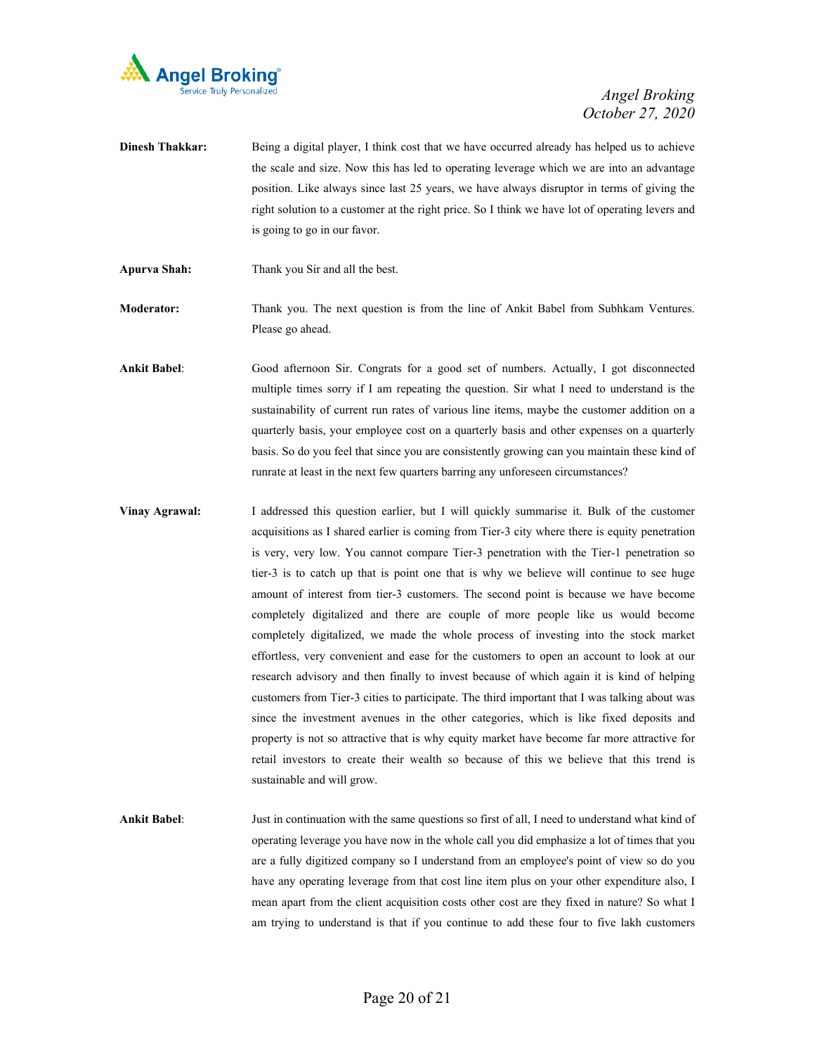**Dinesh Thakkar:** Being a digital player, I think cost that we have occurred already has helped us to achieve the scale and size. Now this has led to operating leverage which we are into an advantage position. Like always since last 25 years, we have always disruptor in terms of giving the right solution to a customer at the right price. So I think we have lot of operating levers and is going to go in our favor.

**Apurva Shah:** Thank you Sir and all the best.

**Moderator:** Thank you. The next question is from the line of Ankit Babel from Subhkam Ventures. Please go ahead.

**Ankit Babel**: Good afternoon Sir. Congrats for a good set of numbers. Actually, I got disconnected multiple times sorry if I am repeating the question. Sir what I need to understand is the sustainability of current run rates of various line items, maybe the customer addition on a quarterly basis, your employee cost on a quarterly basis and other expenses on a quarterly basis. So do you feel that since you are consistently growing can you maintain these kind of runrate at least in the next few quarters barring any unforeseen circumstances?

**Vinay Agrawal:** I addressed this question earlier, but I will quickly summarise it. Bulk of the customer acquisitions as I shared earlier is coming from Tier-3 city where there is equity penetration is very, very low. You cannot compare Tier-3 penetration with the Tier-1 penetration so tier-3 is to catch up that is point one that is why we believe will continue to see huge amount of interest from tier-3 customers. The second point is because we have become completely digitalized and there are couple of more people like us would become completely digitalized, we made the whole process of investing into the stock market effortless, very convenient and ease for the customers to open an account to look at our research advisory and then finally to invest because of which again it is kind of helping customers from Tier-3 cities to participate. The third important that I was talking about was since the investment avenues in the other categories, which is like fixed deposits and property is not so attractive that is why equity market have become far more attractive for retail investors to create their wealth so because of this we believe that this trend is sustainable and will grow.

**Ankit Babel**: Just in continuation with the same questions so first of all, I need to understand what kind of operating leverage you have now in the whole call you did emphasize a lot of times that you are a fully digitized company so I understand from an employee's point of view so do you have any operating leverage from that cost line item plus on your other expenditure also, I mean apart from the client acquisition costs other cost are they fixed in nature? So what I am trying to understand is that if you continue to add these four to five lakh customers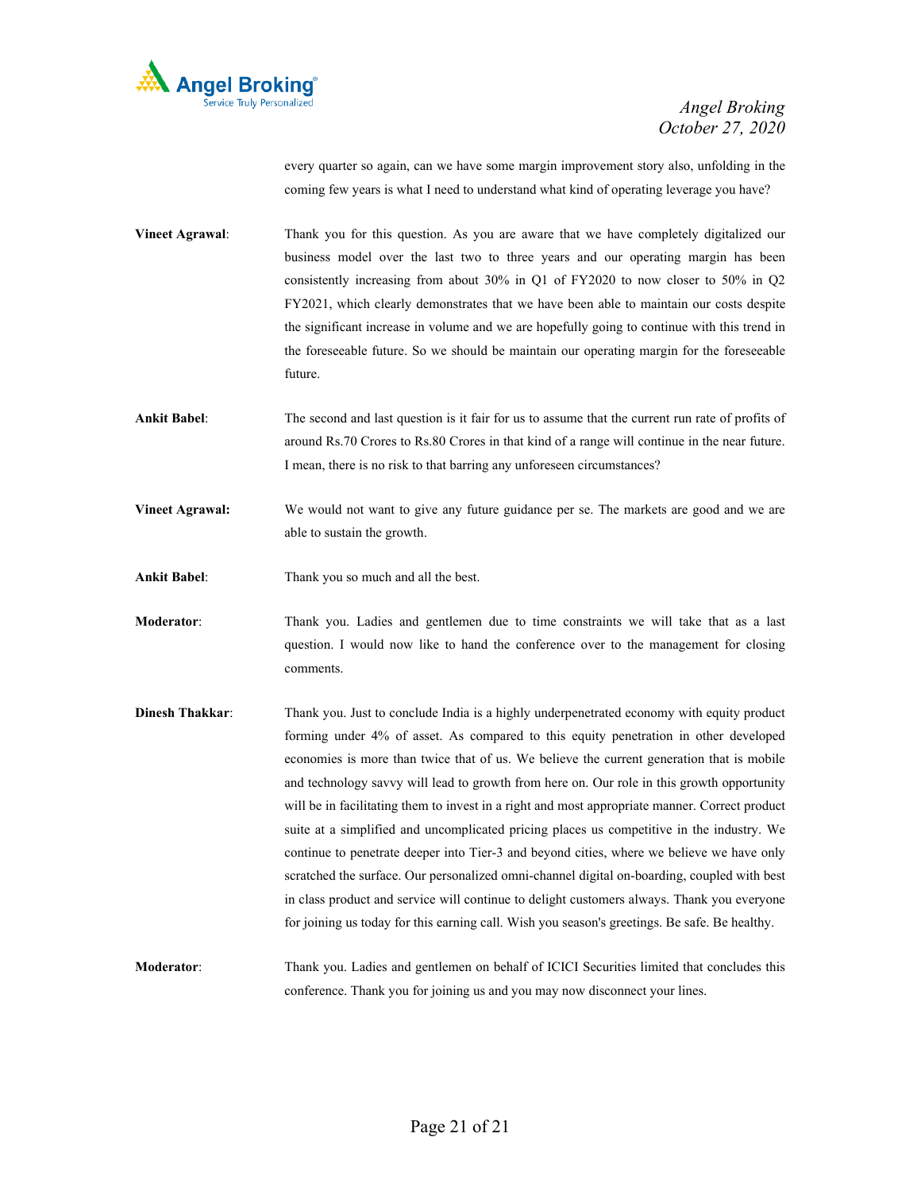every quarter so again, can we have some margin improvement story also, unfolding in the coming few years is what I need to understand what kind of operating leverage you have?

**Vineet Agrawal**: Thank you for this question. As you are aware that we have completely digitalized our business model over the last two to three years and our operating margin has been consistently increasing from about 30% in Q1 of FY2020 to now closer to 50% in Q2 FY2021, which clearly demonstrates that we have been able to maintain our costs despite the significant increase in volume and we are hopefully going to continue with this trend in the foreseeable future. So we should be maintain our operating margin for the foreseeable future.

**Ankit Babel**: The second and last question is it fair for us to assume that the current run rate of profits of around Rs.70 Crores to Rs.80 Crores in that kind of a range will continue in the near future. I mean, there is no risk to that barring any unforeseen circumstances?

**Vineet Agrawal:** We would not want to give any future guidance per se. The markets are good and we are able to sustain the growth.

**Ankit Babel**: Thank you so much and all the best.

**Moderator**: Thank you. Ladies and gentlemen due to time constraints we will take that as a last question. I would now like to hand the conference over to the management for closing comments.

**Dinesh Thakkar**: Thank you. Just to conclude India is a highly underpenetrated economy with equity product forming under 4% of asset. As compared to this equity penetration in other developed economies is more than twice that of us. We believe the current generation that is mobile and technology savvy will lead to growth from here on. Our role in this growth opportunity will be in facilitating them to invest in a right and most appropriate manner. Correct product suite at a simplified and uncomplicated pricing places us competitive in the industry. We continue to penetrate deeper into Tier-3 and beyond cities, where we believe we have only scratched the surface. Our personalized omni-channel digital on-boarding, coupled with best in class product and service will continue to delight customers always. Thank you everyone for joining us today for this earning call. Wish you season's greetings. Be safe. Be healthy.

**Moderator**: Thank you. Ladies and gentlemen on behalf of ICICI Securities limited that concludes this conference. Thank you for joining us and you may now disconnect your lines.